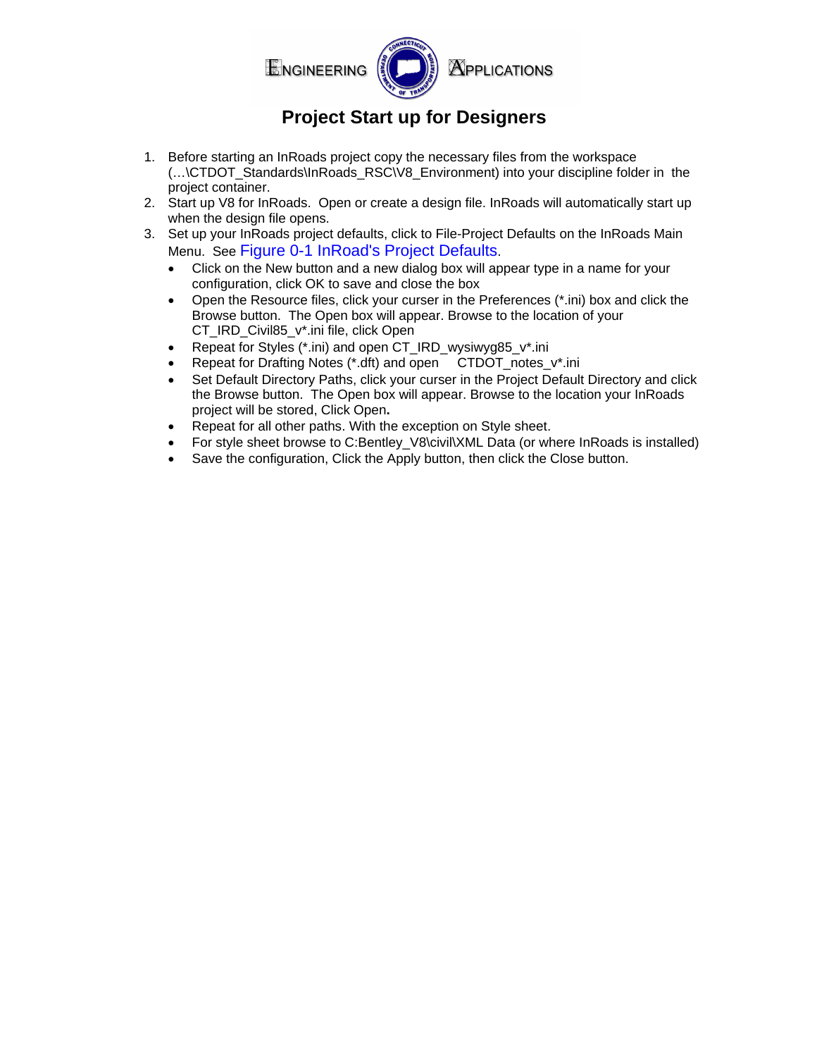ENGINEERING APPLICATIONS

# Project Start up for Designers

1. Before starting an InRoads project copy the necessary files from the workspace (…\CTDOT_Standards\InRoads_RSC\V8_Environment) into your discipline folder in the project container.
2. Start up V8 for InRoads. Open or create a design file. InRoads will automatically start up when the design file opens.
3. Set up your InRoads project defaults, click to File-Project Defaults on the InRoads Main Menu. See Figure 0-1 InRoad's Project Defaults.
   - Click on the New button and a new dialog box will appear type in a name for your configuration, click OK to save and close the box
   - Open the Resource files, click your curser in the Preferences (*.ini) box and click the Browse button. The Open box will appear. Browse to the location of your CT_IRD_Civil85_v*.ini file, click Open
   - Repeat for Styles (*.ini) and open CT_IRD_wysiwyg85_v*.ini
   - Repeat for Drafting Notes (*.dft) and open CTDOT_notes_v*.ini
   - Set Default Directory Paths, click your curser in the Project Default Directory and click the Browse button. The Open box will appear. Browse to the location your InRoads project will be stored, Click Open**.**
   - Repeat for all other paths. With the exception on Style sheet.
   - For style sheet browse to C:Bentley_V8\civil\XML Data (or where InRoads is installed)
   - Save the configuration, Click the Apply button, then click the Close button.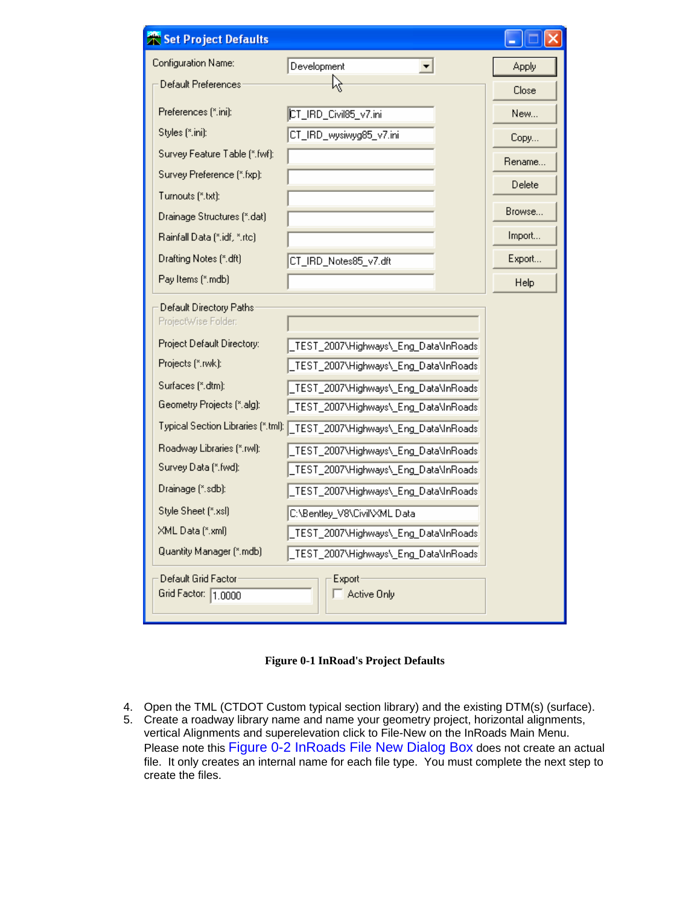**Figure 0-1 InRoad's Project Defaults**

4. Open the TML (CTDOT Custom typical section library) and the existing DTM(s) (surface).
5. Create a roadway library name and name your geometry project, horizontal alignments, vertical Alignments and superelevation click to File-New on the InRoads Main Menu. Please note this Figure 0-2 InRoads File New Dialog Box does not create an actual file. It only creates an internal name for each file type. You must complete the next step to create the files.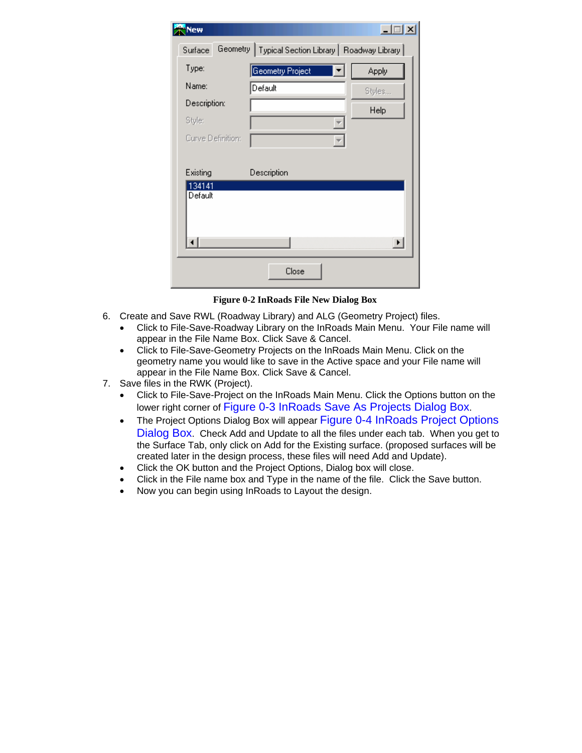**Figure 0-2 InRoads File New Dialog Box**

6. Create and Save RWL (Roadway Library) and ALG (Geometry Project) files.
   - Click to File-Save-Roadway Library on the InRoads Main Menu. Your File name will appear in the File Name Box. Click Save & Cancel.
   - Click to File-Save-Geometry Projects on the InRoads Main Menu. Click on the geometry name you would like to save in the Active space and your File name will appear in the File Name Box. Click Save & Cancel.
7. Save files in the RWK (Project).
   - Click to File-Save-Project on the InRoads Main Menu. Click the Options button on the lower right corner of Figure 0-3 InRoads Save As Projects Dialog Box.
   - The Project Options Dialog Box will appear Figure 0-4 InRoads Project Options Dialog Box. Check Add and Update to all the files under each tab. When you get to the Surface Tab, only click on Add for the Existing surface. (proposed surfaces will be created later in the design process, these files will need Add and Update).
   - Click the OK button and the Project Options, Dialog box will close.
   - Click in the File name box and Type in the name of the file. Click the Save button.
   - Now you can begin using InRoads to Layout the design.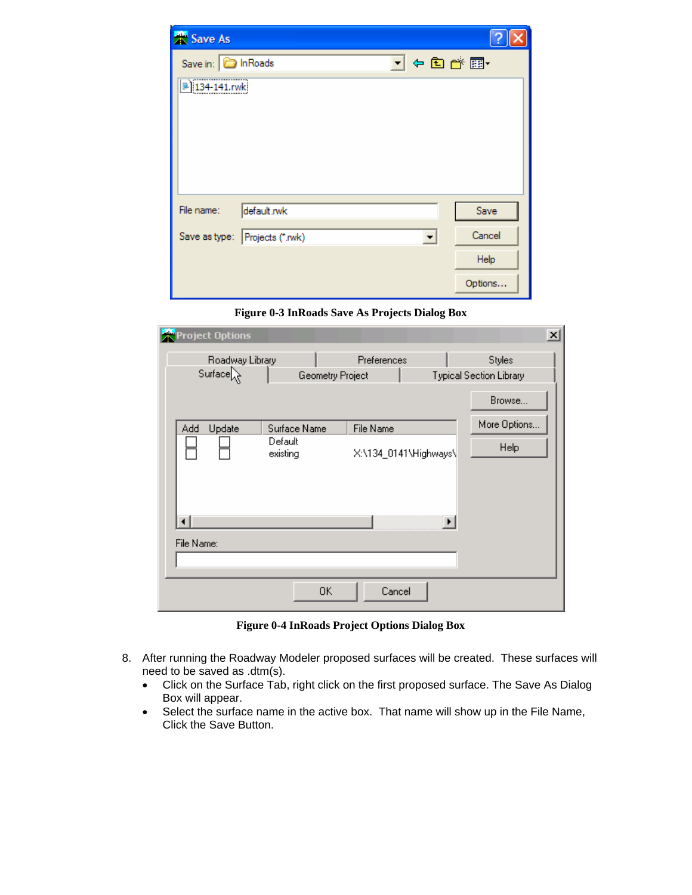Figure 0-3 InRoads Save As Projects Dialog Box

Figure 0-4 InRoads Project Options Dialog Box

8. After running the Roadway Modeler proposed surfaces will be created. These surfaces will need to be saved as .dtm(s).
   - Click on the Surface Tab, right click on the first proposed surface. The Save As Dialog Box will appear.
   - Select the surface name in the active box. That name will show up in the File Name, Click the Save Button.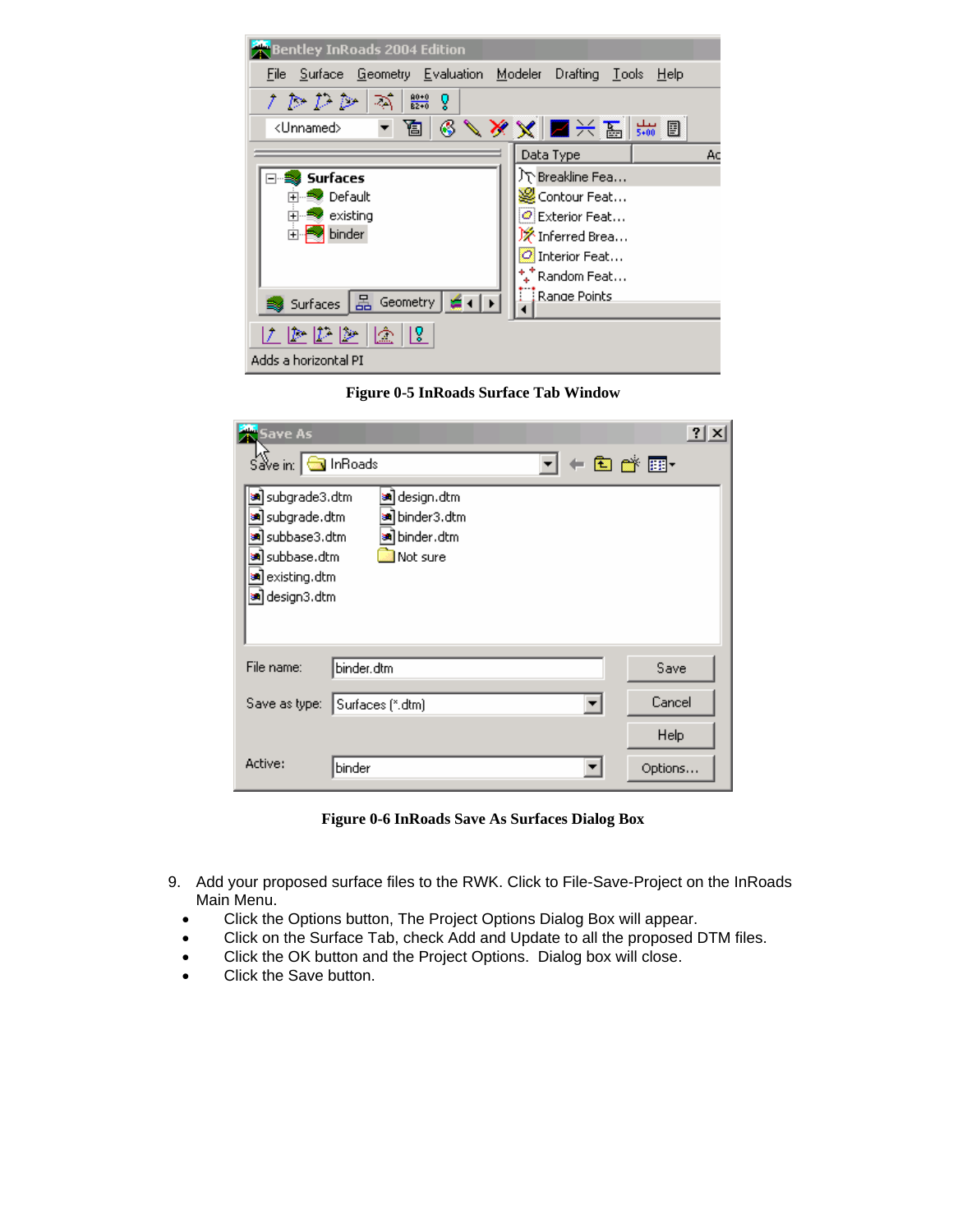**Figure 0-5 InRoads Surface Tab Window**

**Figure 0-6 InRoads Save As Surfaces Dialog Box**

9. Add your proposed surface files to the RWK. Click to File-Save-Project on the InRoads Main Menu.
   - Click the Options button, The Project Options Dialog Box will appear.
   - Click on the Surface Tab, check Add and Update to all the proposed DTM files.
   - Click the OK button and the Project Options. Dialog box will close.
   - Click the Save button.